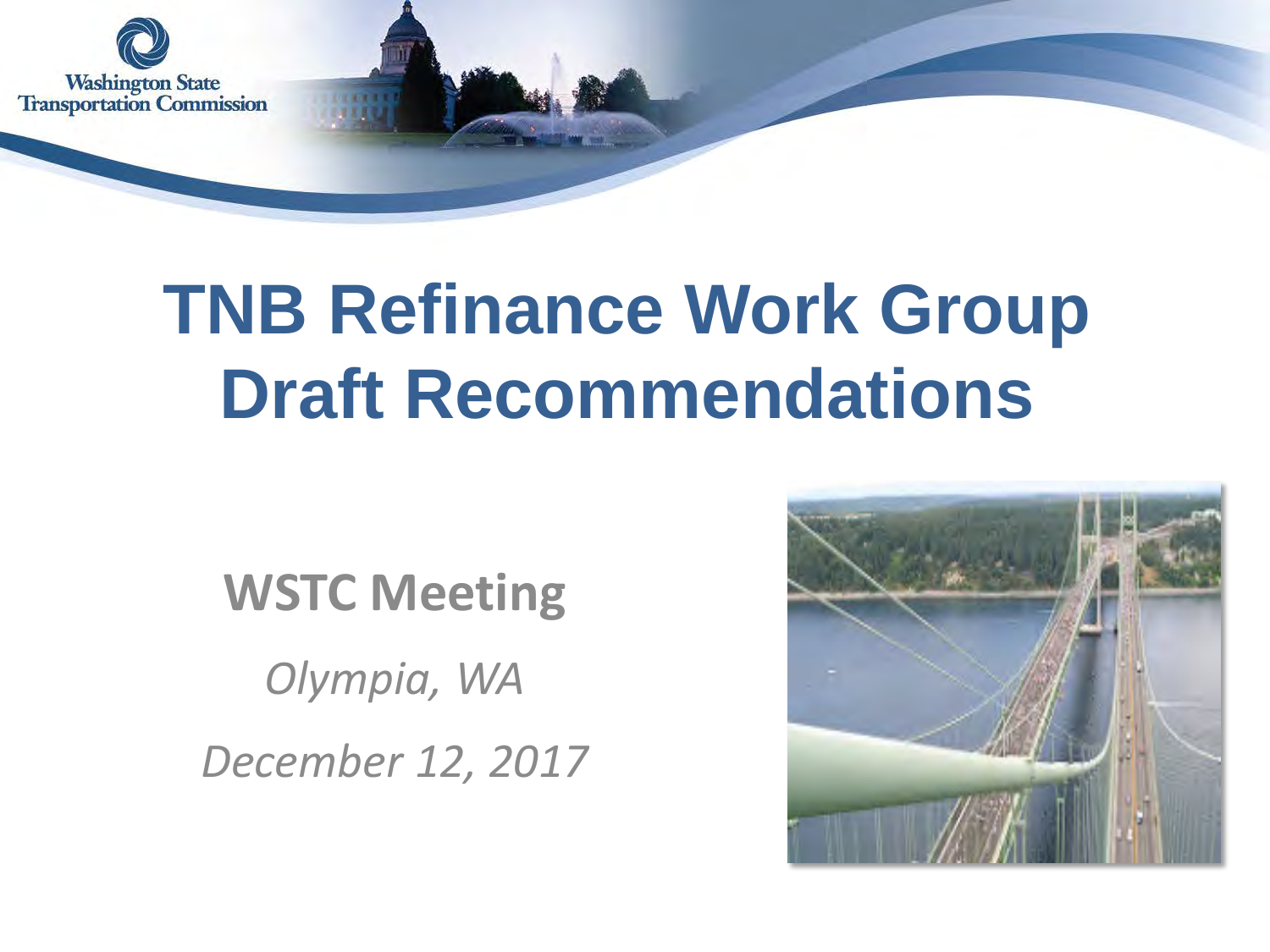Washington State Transportation Commission

# TNB Refinance Work Group Draft Recommendations

## WSTC Meeting

*Olympia, WA*

*December 12, 2017*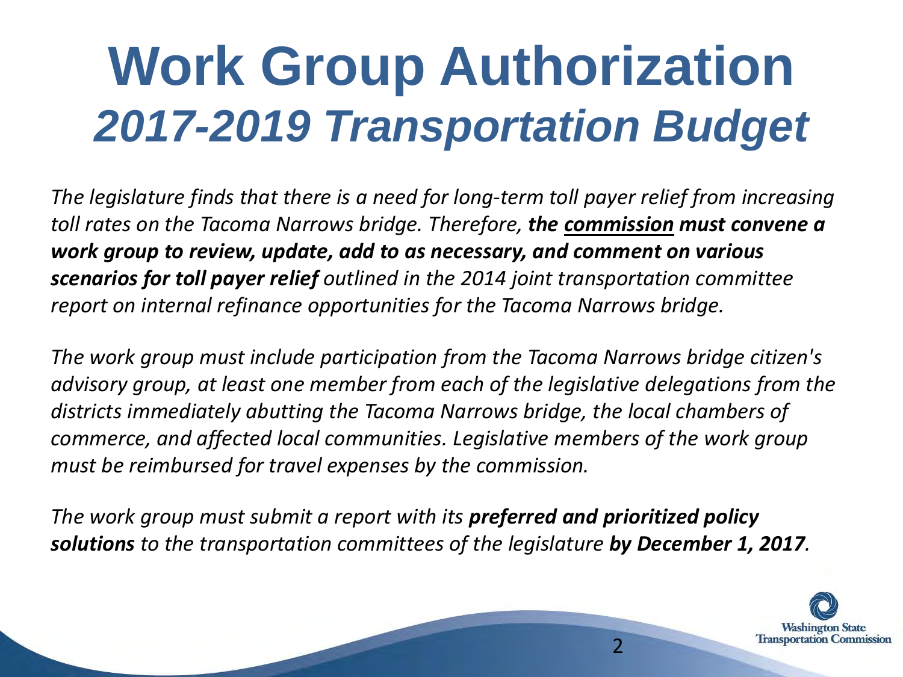# Work Group Authorization
## *2017-2019 Transportation Budget*

*The legislature finds that there is a need for long-term toll payer relief from increasing toll rates on the Tacoma Narrows bridge. Therefore,* ***the commission must convene a work group to review, update, add to as necessary, and comment on various scenarios for toll payer relief*** *outlined in the 2014 joint transportation committee report on internal refinance opportunities for the Tacoma Narrows bridge.*

*The work group must include participation from the Tacoma Narrows bridge citizen's advisory group, at least one member from each of the legislative delegations from the districts immediately abutting the Tacoma Narrows bridge, the local chambers of commerce, and affected local communities. Legislative members of the work group must be reimbursed for travel expenses by the commission.*

*The work group must submit a report with its* ***preferred and prioritized policy solutions*** *to the transportation committees of the legislature* ***by December 1, 2017****.*

Washington State Transportation Commission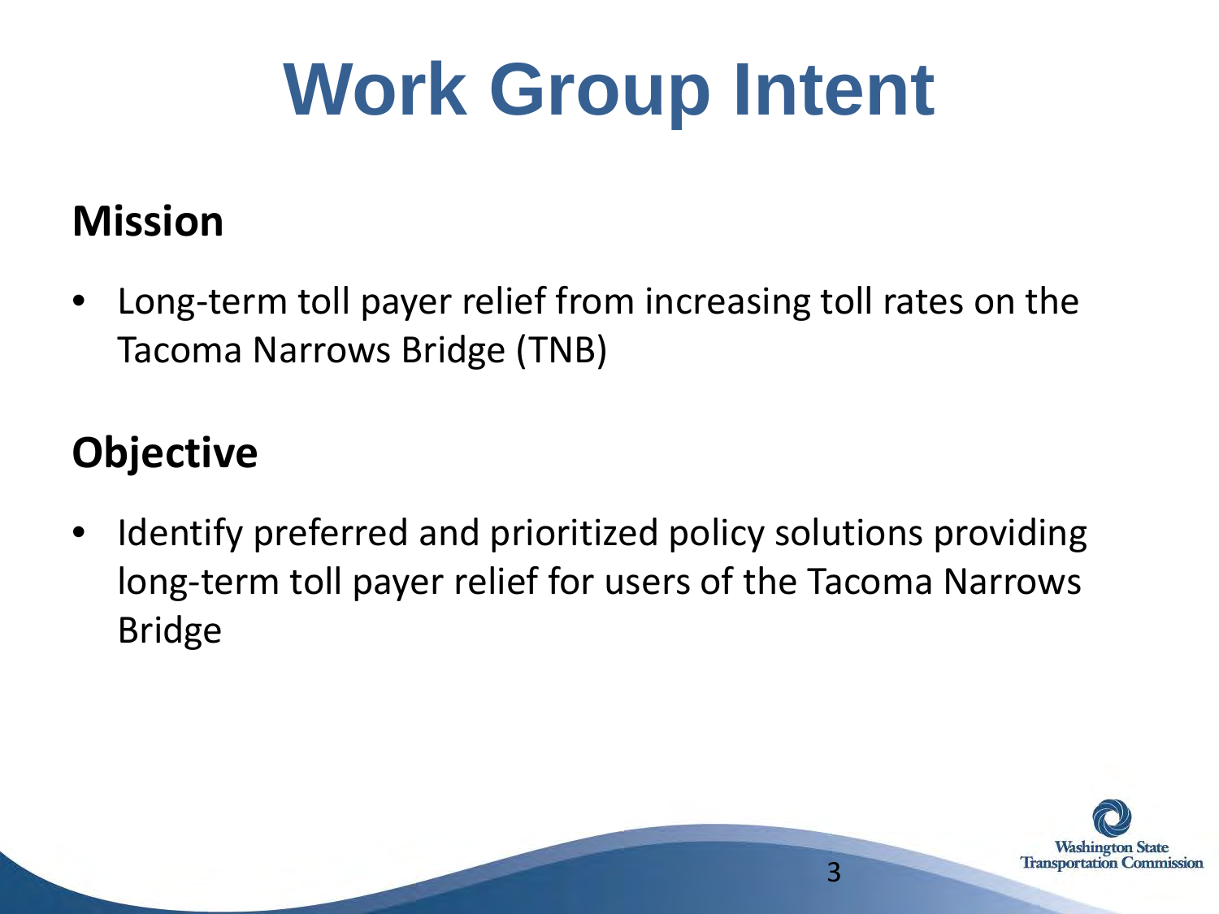# Work Group Intent

## Mission

- Long-term toll payer relief from increasing toll rates on the Tacoma Narrows Bridge (TNB)

## Objective

- Identify preferred and prioritized policy solutions providing long-term toll payer relief for users of the Tacoma Narrows Bridge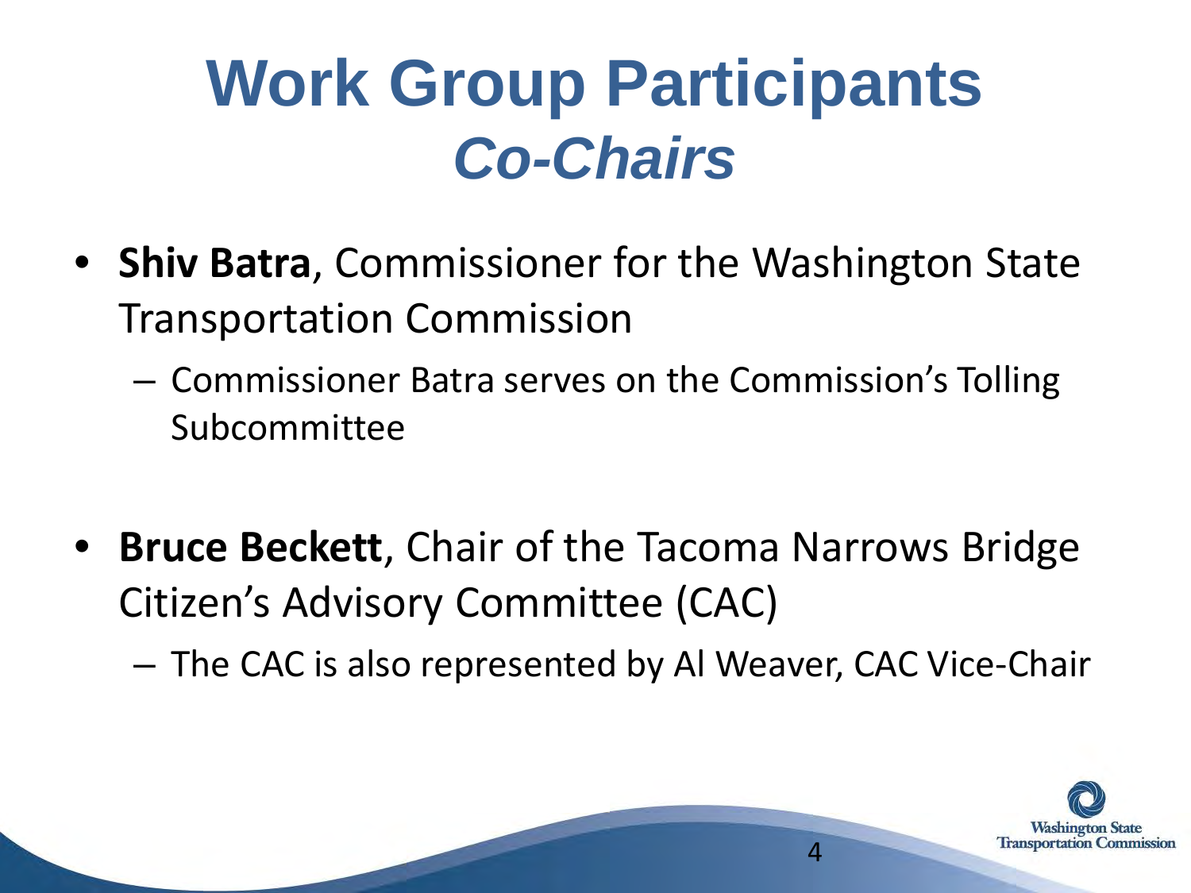# Work Group Participants
## *Co-Chairs*

- **Shiv Batra**, Commissioner for the Washington State Transportation Commission
  - Commissioner Batra serves on the Commission's Tolling Subcommittee
- **Bruce Beckett**, Chair of the Tacoma Narrows Bridge Citizen's Advisory Committee (CAC)
  - The CAC is also represented by Al Weaver, CAC Vice-Chair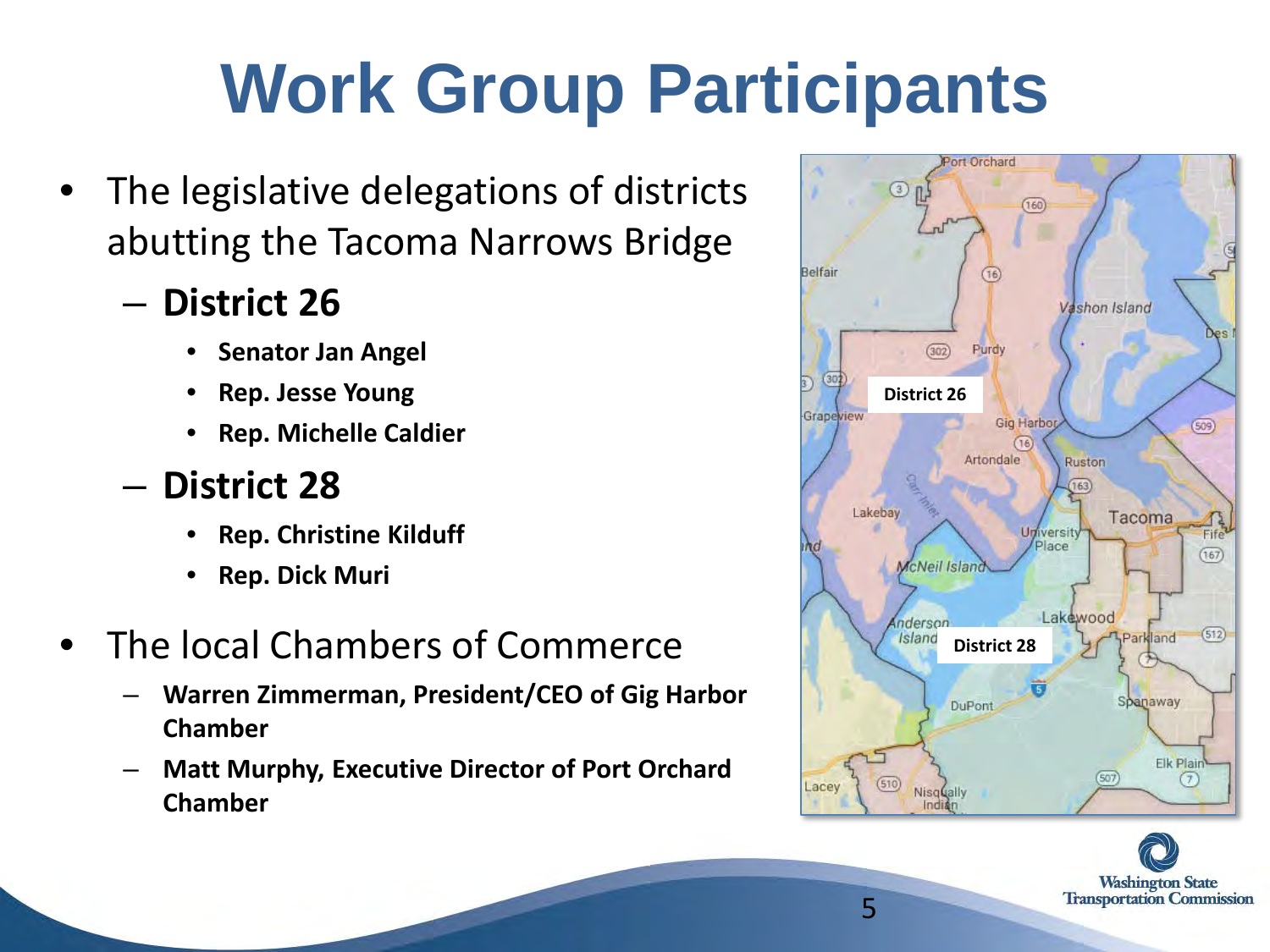# Work Group Participants

- The legislative delegations of districts abutting the Tacoma Narrows Bridge
  - **District 26**
    - **Senator Jan Angel**
    - **Rep. Jesse Young**
    - **Rep. Michelle Caldier**
  - **District 28**
    - **Rep. Christine Kilduff**
    - **Rep. Dick Muri**
- The local Chambers of Commerce
  - **Warren Zimmerman, President/CEO of Gig Harbor Chamber**
  - **Matt Murphy, Executive Director of Port Orchard Chamber**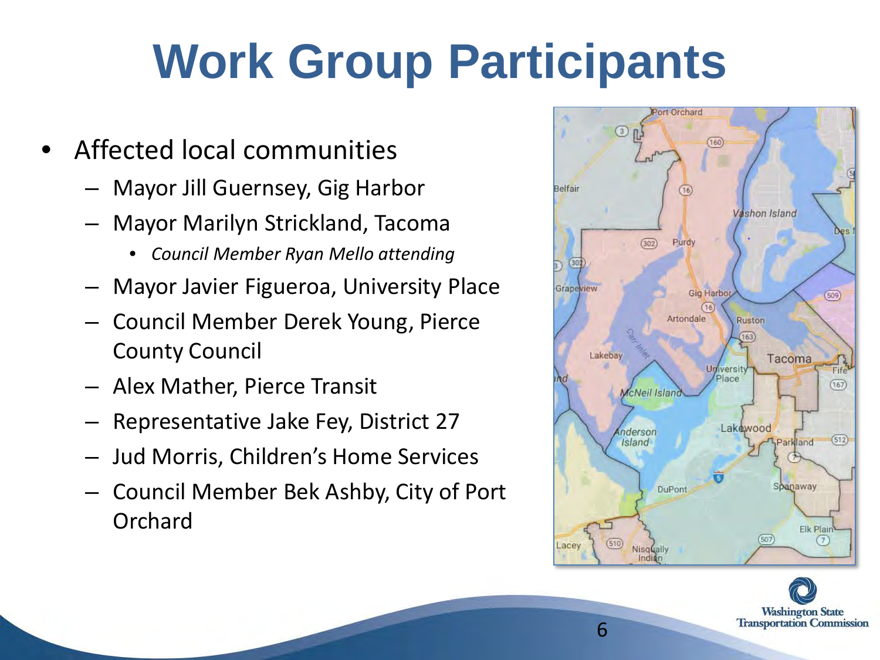# Work Group Participants

- Affected local communities
  - Mayor Jill Guernsey, Gig Harbor
  - Mayor Marilyn Strickland, Tacoma
    - *Council Member Ryan Mello attending*
  - Mayor Javier Figueroa, University Place
  - Council Member Derek Young, Pierce County Council
  - Alex Mather, Pierce Transit
  - Representative Jake Fey, District 27
  - Jud Morris, Children's Home Services
  - Council Member Bek Ashby, City of Port Orchard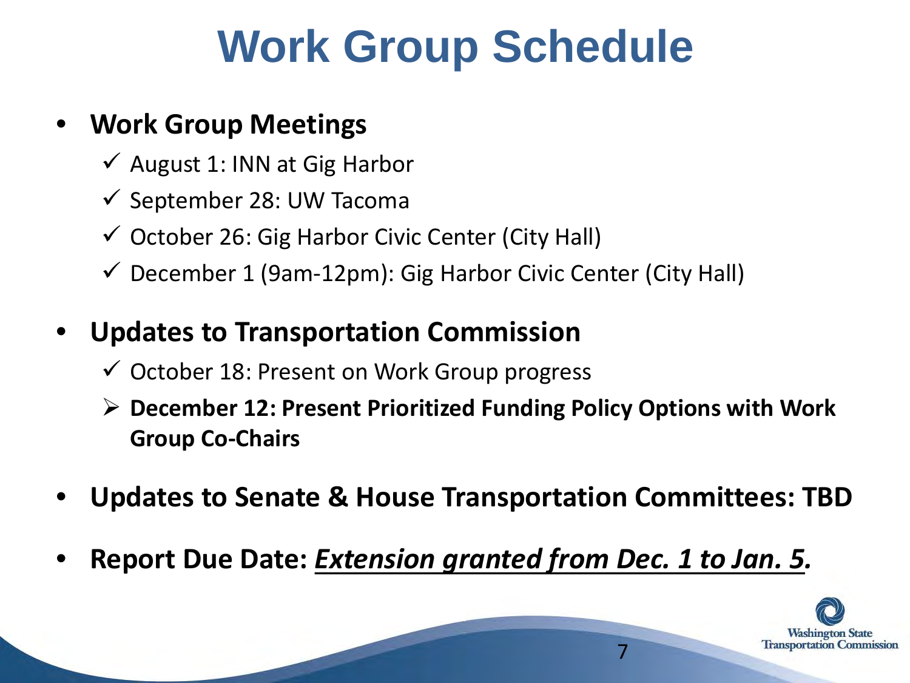# Work Group Schedule

- **Work Group Meetings**
  - ✓ August 1: INN at Gig Harbor
  - ✓ September 28: UW Tacoma
  - ✓ October 26: Gig Harbor Civic Center (City Hall)
  - ✓ December 1 (9am-12pm): Gig Harbor Civic Center (City Hall)
- **Updates to Transportation Commission**
  - ✓ October 18: Present on Work Group progress
  - ➢ **December 12: Present Prioritized Funding Policy Options with Work Group Co-Chairs**
- **Updates to Senate & House Transportation Committees: TBD**
- **Report Due Date: *<u>Extension granted from Dec. 1 to Jan. 5</u>.***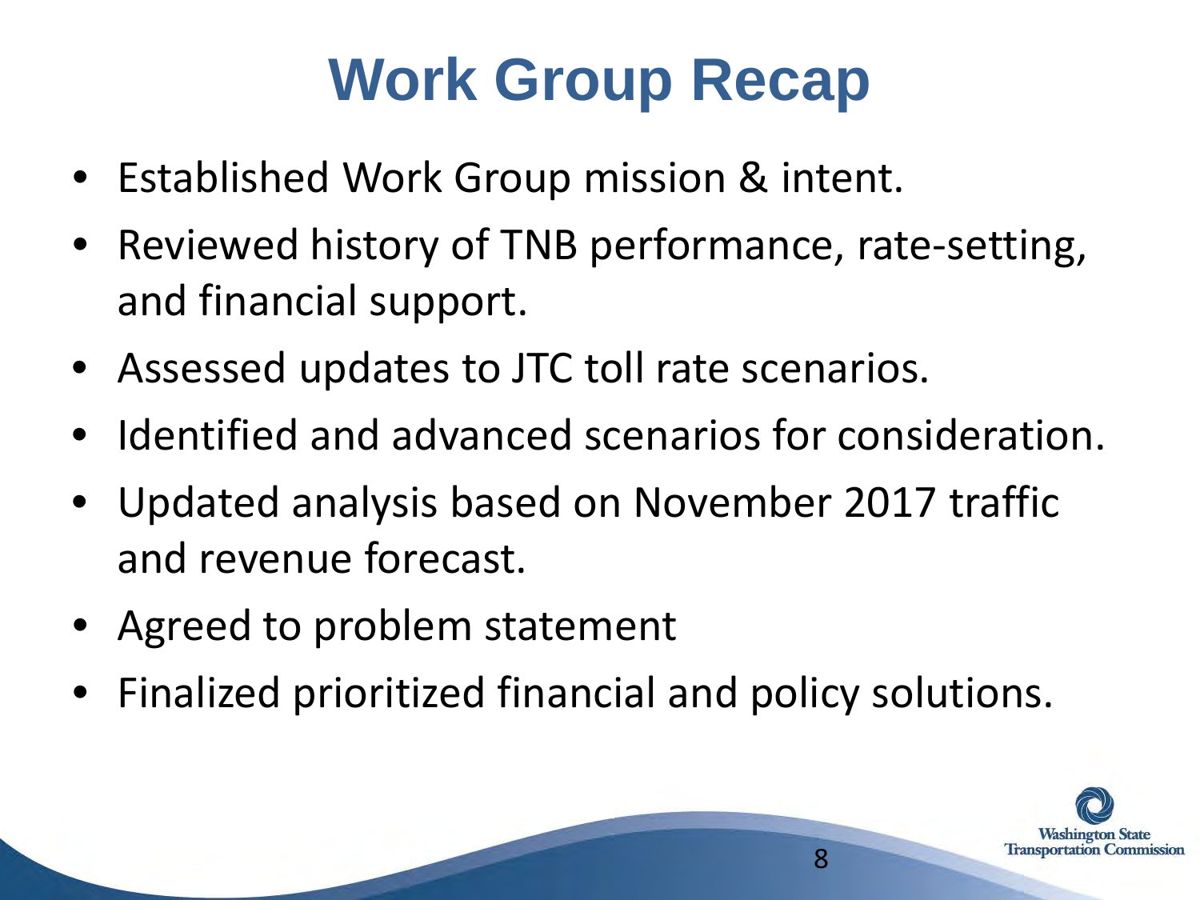# Work Group Recap

- Established Work Group mission & intent.
- Reviewed history of TNB performance, rate-setting, and financial support.
- Assessed updates to JTC toll rate scenarios.
- Identified and advanced scenarios for consideration.
- Updated analysis based on November 2017 traffic and revenue forecast.
- Agreed to problem statement
- Finalized prioritized financial and policy solutions.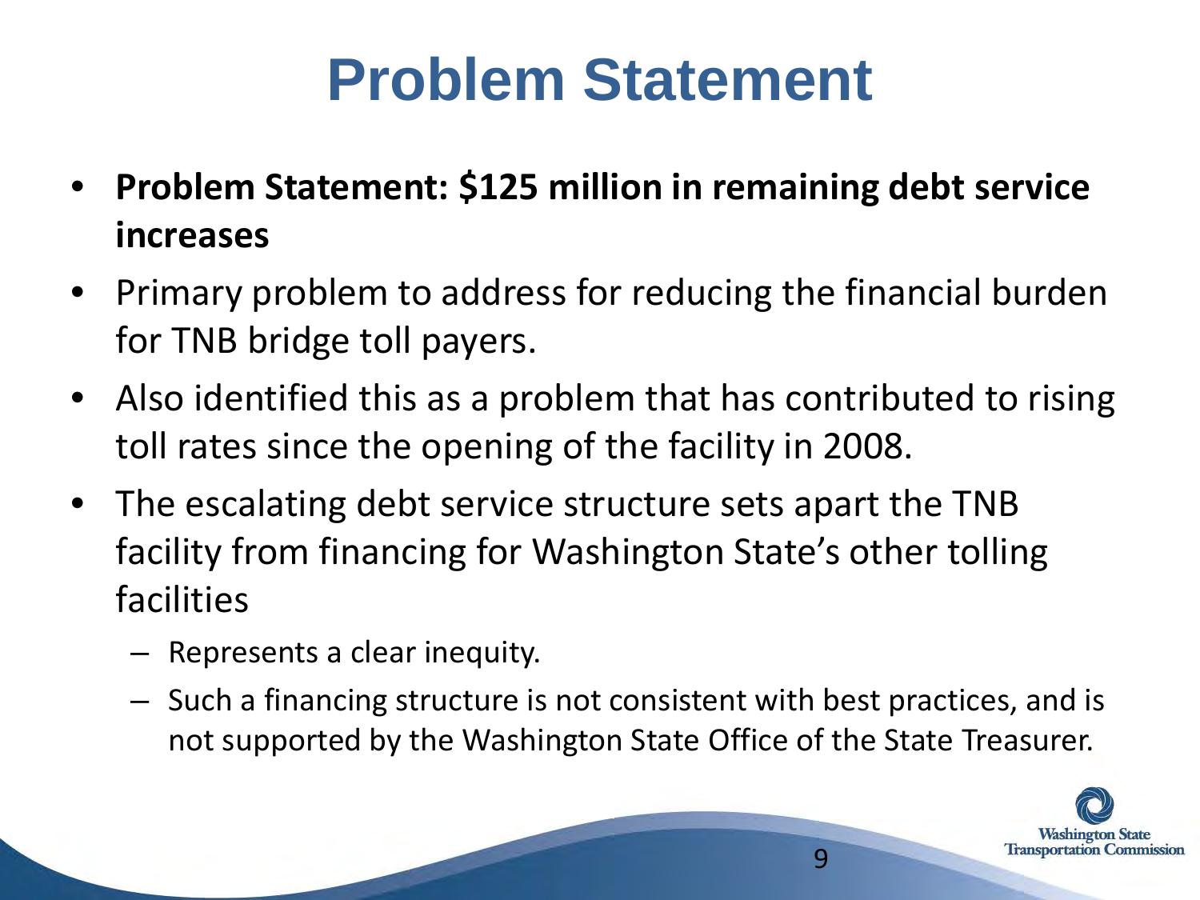# Problem Statement

- **Problem Statement: $125 million in remaining debt service increases**
- Primary problem to address for reducing the financial burden for TNB bridge toll payers.
- Also identified this as a problem that has contributed to rising toll rates since the opening of the facility in 2008.
- The escalating debt service structure sets apart the TNB facility from financing for Washington State's other tolling facilities
  - Represents a clear inequity.
  - Such a financing structure is not consistent with best practices, and is not supported by the Washington State Office of the State Treasurer.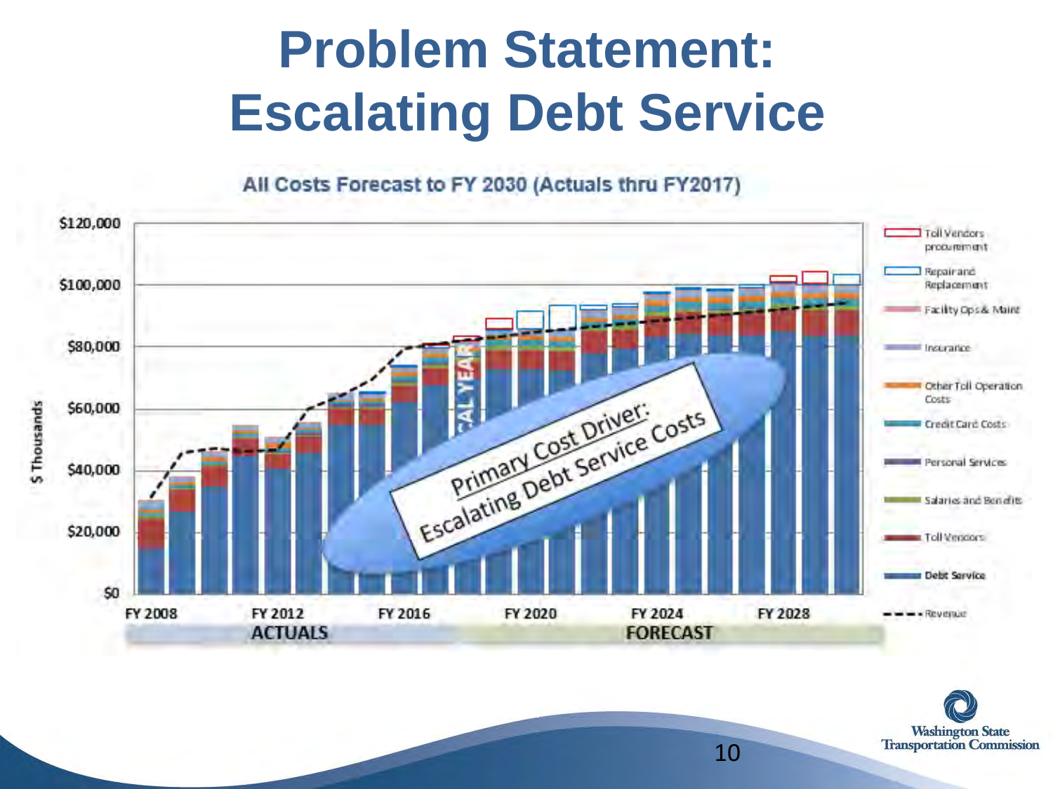# Problem Statement: Escalating Debt Service

**All Costs Forecast to FY 2030 (Actuals thru FY2017)**

$ Thousands

$120,000
$100,000
$80,000
$60,000
$40,000
$20,000
$0

FY 2008 | FY 2012 | FY 2016 | FY 2020 | FY 2024 | FY 2028

ACTUALS | FORECAST

Primary Cost Driver: Escalating Debt Service Costs

- Toll Vendors procurement
- Repair and Replacement
- Facility Ops & Maint
- Insurance
- Other Toll Operation Costs
- Credit Card Costs
- Personal Services
- Salaries and Benefits
- Toll Vendors
- Debt Service
- Revenue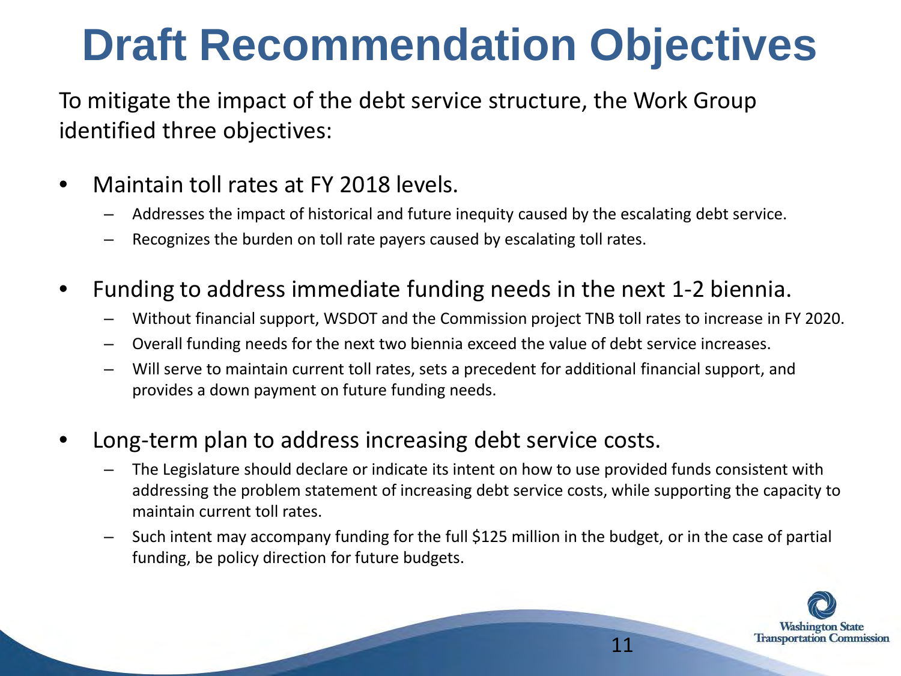# Draft Recommendation Objectives

To mitigate the impact of the debt service structure, the Work Group identified three objectives:

- Maintain toll rates at FY 2018 levels.
  - Addresses the impact of historical and future inequity caused by the escalating debt service.
  - Recognizes the burden on toll rate payers caused by escalating toll rates.
- Funding to address immediate funding needs in the next 1-2 biennia.
  - Without financial support, WSDOT and the Commission project TNB toll rates to increase in FY 2020.
  - Overall funding needs for the next two biennia exceed the value of debt service increases.
  - Will serve to maintain current toll rates, sets a precedent for additional financial support, and provides a down payment on future funding needs.
- Long-term plan to address increasing debt service costs.
  - The Legislature should declare or indicate its intent on how to use provided funds consistent with addressing the problem statement of increasing debt service costs, while supporting the capacity to maintain current toll rates.
  - Such intent may accompany funding for the full $125 million in the budget, or in the case of partial funding, be policy direction for future budgets.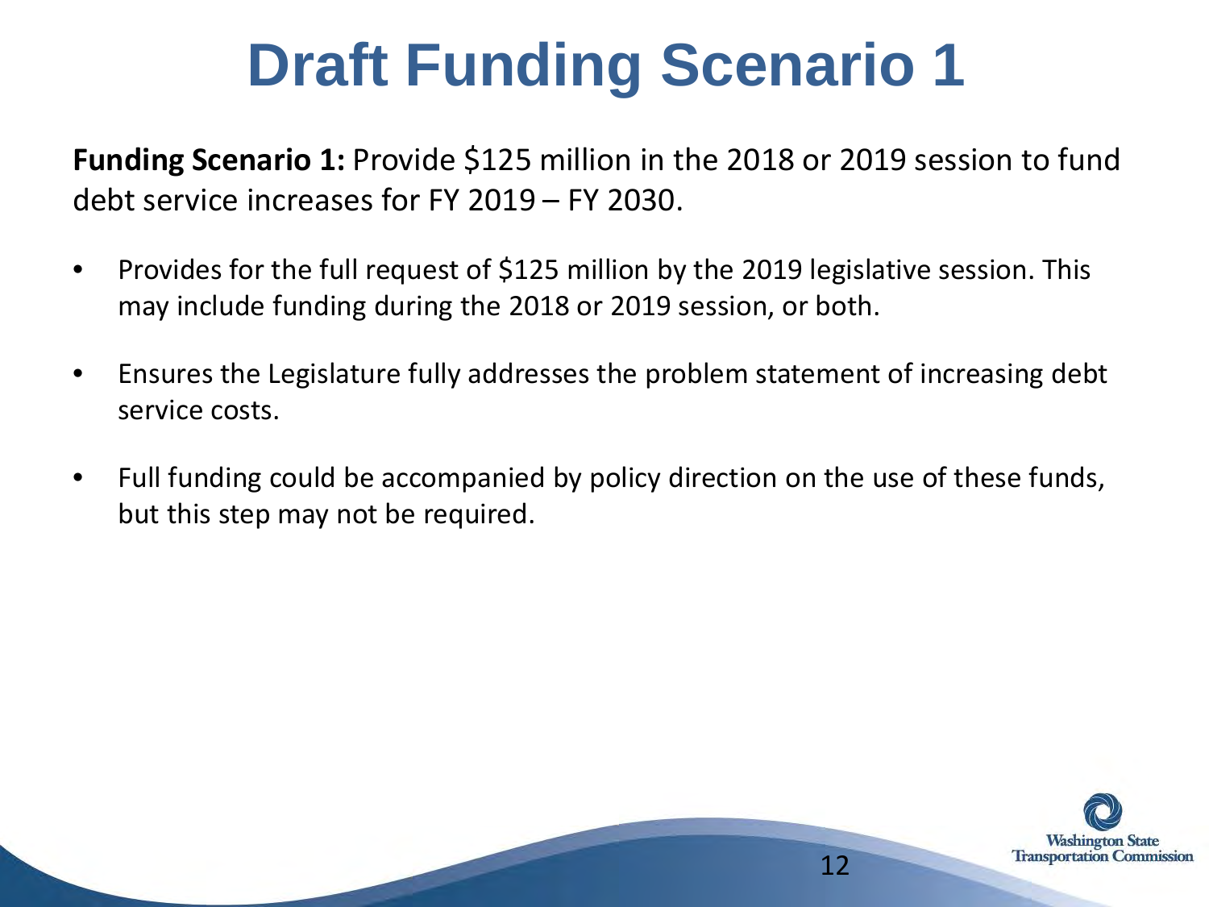# Draft Funding Scenario 1

**Funding Scenario 1:** Provide $125 million in the 2018 or 2019 session to fund debt service increases for FY 2019 – FY 2030.

- Provides for the full request of $125 million by the 2019 legislative session. This may include funding during the 2018 or 2019 session, or both.
- Ensures the Legislature fully addresses the problem statement of increasing debt service costs.
- Full funding could be accompanied by policy direction on the use of these funds, but this step may not be required.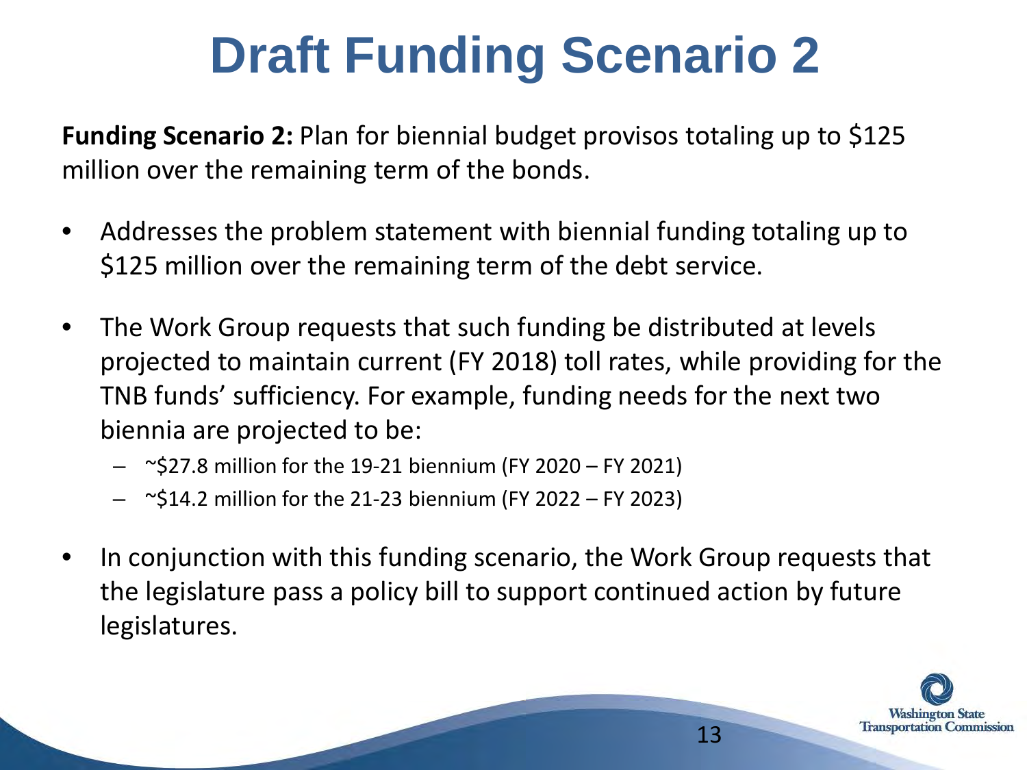# Draft Funding Scenario 2

**Funding Scenario 2:** Plan for biennial budget provisos totaling up to $125 million over the remaining term of the bonds.

- Addresses the problem statement with biennial funding totaling up to $125 million over the remaining term of the debt service.
- The Work Group requests that such funding be distributed at levels projected to maintain current (FY 2018) toll rates, while providing for the TNB funds' sufficiency. For example, funding needs for the next two biennia are projected to be:
  - ~$27.8 million for the 19-21 biennium (FY 2020 – FY 2021)
  - ~$14.2 million for the 21-23 biennium (FY 2022 – FY 2023)
- In conjunction with this funding scenario, the Work Group requests that the legislature pass a policy bill to support continued action by future legislatures.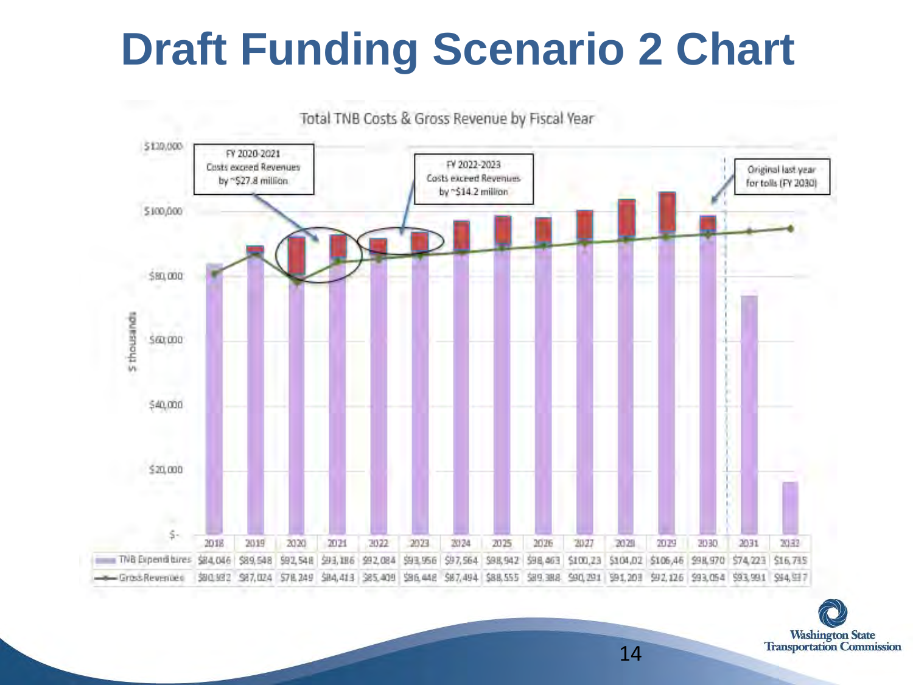# Draft Funding Scenario 2 Chart

Total TNB Costs & Gross Revenue by Fiscal Year

FY 2020-2021 Costs exceed Revenues by ~$27.8 million

FY 2022-2023 Costs exceed Revenues by ~$14.2 million

Original last year for tolls (FY 2030)

$ thousands

| | 2018 | 2019 | 2020 | 2021 | 2022 | 2023 | 2024 | 2025 | 2026 | 2027 | 2028 | 2029 | 2030 | 2031 | 2032 |
|---|---|---|---|---|---|---|---|---|---|---|---|---|---|---|---|
| TNB Expenditures | $84,046 | $89,548 | $92,548 | $93,186 | $92,084 | $93,956 | $97,564 | $98,942 | $98,463 | $100,23 | $104,02 | $106,46 | $98,970 | $74,223 | $16,735 |
| Gross Revenues | $80,932 | $87,024 | $78,249 | $84,413 | $85,409 | $86,448 | $87,494 | $88,555 | $89,388 | $90,291 | $91,203 | $92,126 | $93,054 | $93,991 | $94,937 |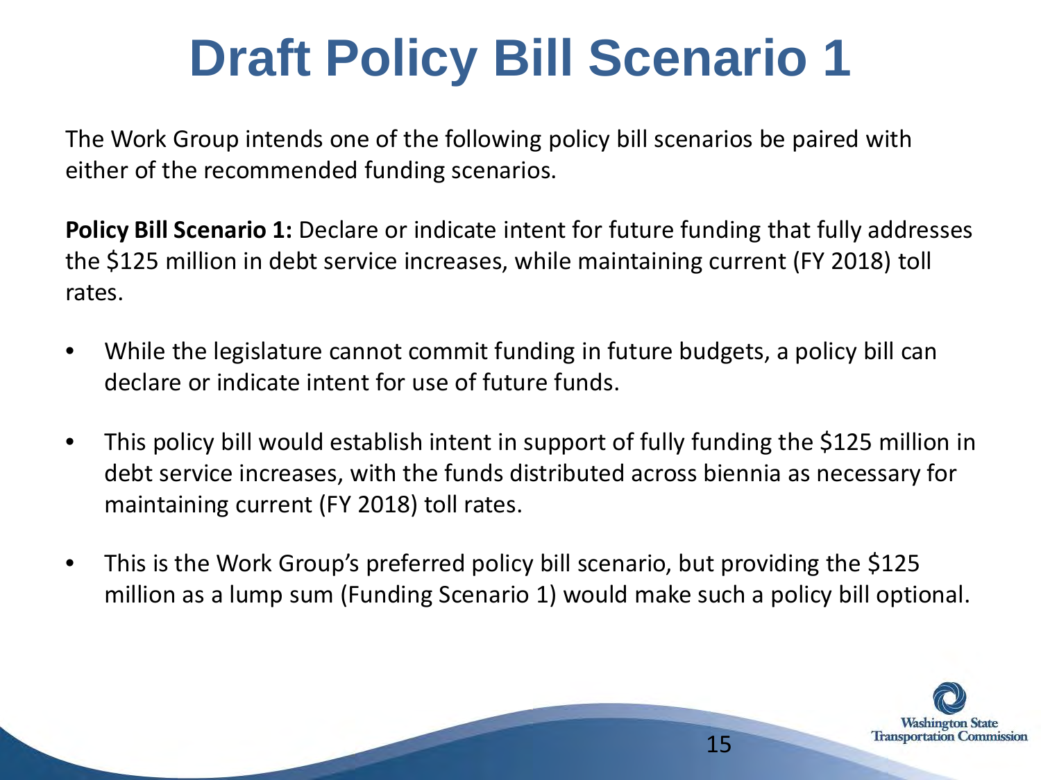# Draft Policy Bill Scenario 1

The Work Group intends one of the following policy bill scenarios be paired with either of the recommended funding scenarios.

**Policy Bill Scenario 1:** Declare or indicate intent for future funding that fully addresses the $125 million in debt service increases, while maintaining current (FY 2018) toll rates.

- While the legislature cannot commit funding in future budgets, a policy bill can declare or indicate intent for use of future funds.
- This policy bill would establish intent in support of fully funding the $125 million in debt service increases, with the funds distributed across biennia as necessary for maintaining current (FY 2018) toll rates.
- This is the Work Group's preferred policy bill scenario, but providing the $125 million as a lump sum (Funding Scenario 1) would make such a policy bill optional.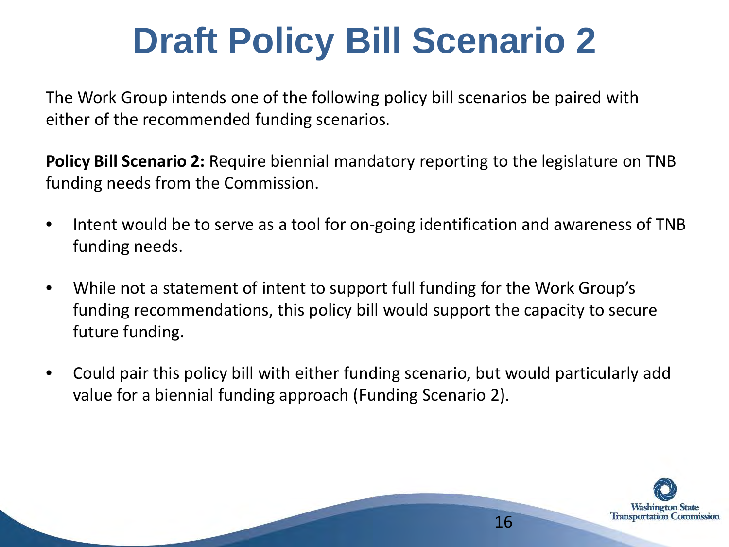# Draft Policy Bill Scenario 2

The Work Group intends one of the following policy bill scenarios be paired with either of the recommended funding scenarios.

**Policy Bill Scenario 2:** Require biennial mandatory reporting to the legislature on TNB funding needs from the Commission.

- Intent would be to serve as a tool for on-going identification and awareness of TNB funding needs.
- While not a statement of intent to support full funding for the Work Group's funding recommendations, this policy bill would support the capacity to secure future funding.
- Could pair this policy bill with either funding scenario, but would particularly add value for a biennial funding approach (Funding Scenario 2).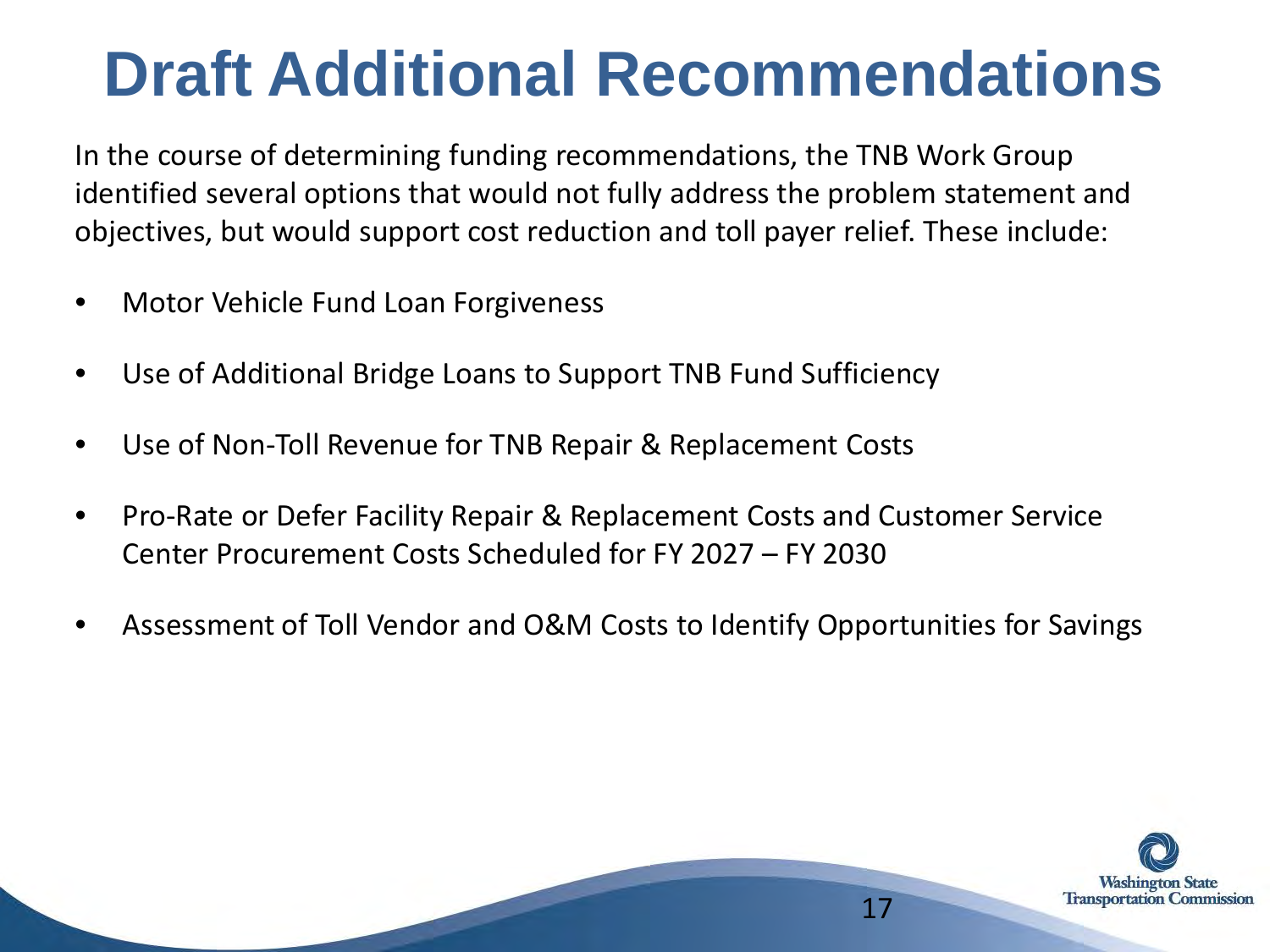# Draft Additional Recommendations

In the course of determining funding recommendations, the TNB Work Group identified several options that would not fully address the problem statement and objectives, but would support cost reduction and toll payer relief. These include:

- Motor Vehicle Fund Loan Forgiveness
- Use of Additional Bridge Loans to Support TNB Fund Sufficiency
- Use of Non-Toll Revenue for TNB Repair & Replacement Costs
- Pro-Rate or Defer Facility Repair & Replacement Costs and Customer Service Center Procurement Costs Scheduled for FY 2027 – FY 2030
- Assessment of Toll Vendor and O&M Costs to Identify Opportunities for Savings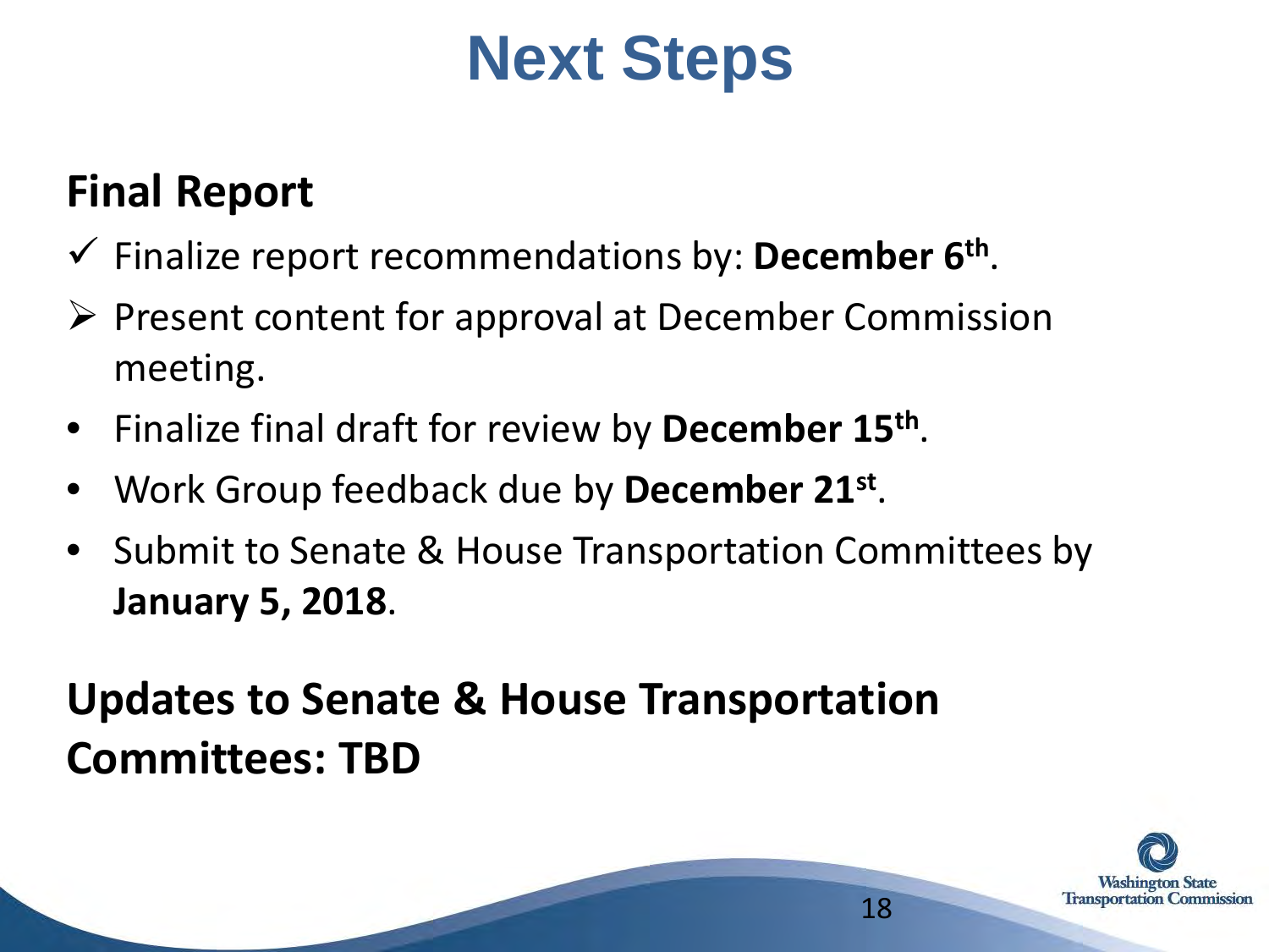# Next Steps

## Final Report

- ✓ Finalize report recommendations by: **December 6th**.
- ➢ Present content for approval at December Commission meeting.
- Finalize final draft for review by **December 15th**.
- Work Group feedback due by **December 21st**.
- Submit to Senate & House Transportation Committees by **January 5, 2018**.

## Updates to Senate & House Transportation Committees: TBD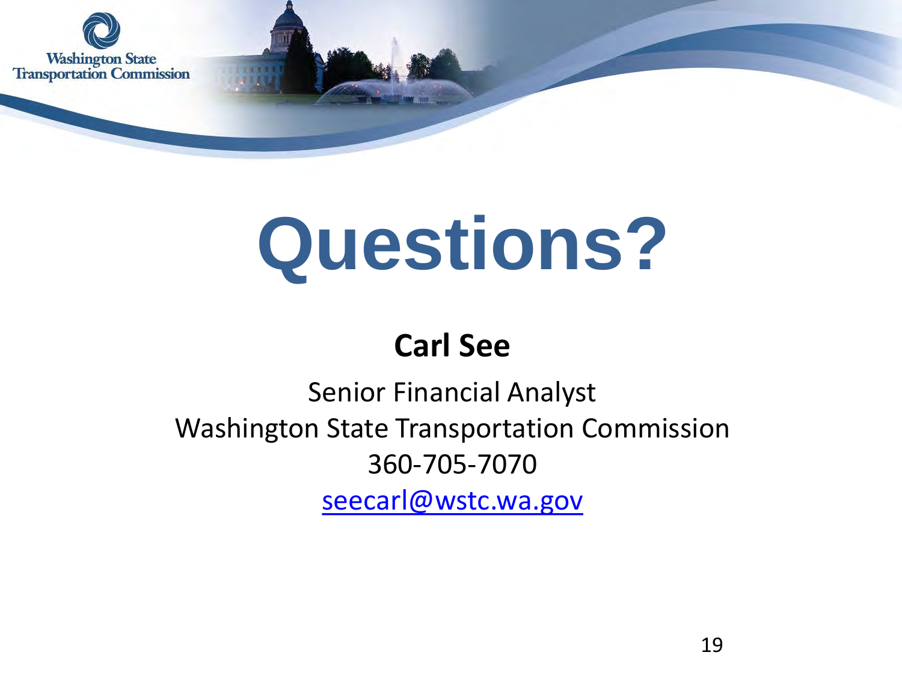# Questions?

**Carl See**

Senior Financial Analyst
Washington State Transportation Commission
360-705-7070
seecarl@wstc.wa.gov